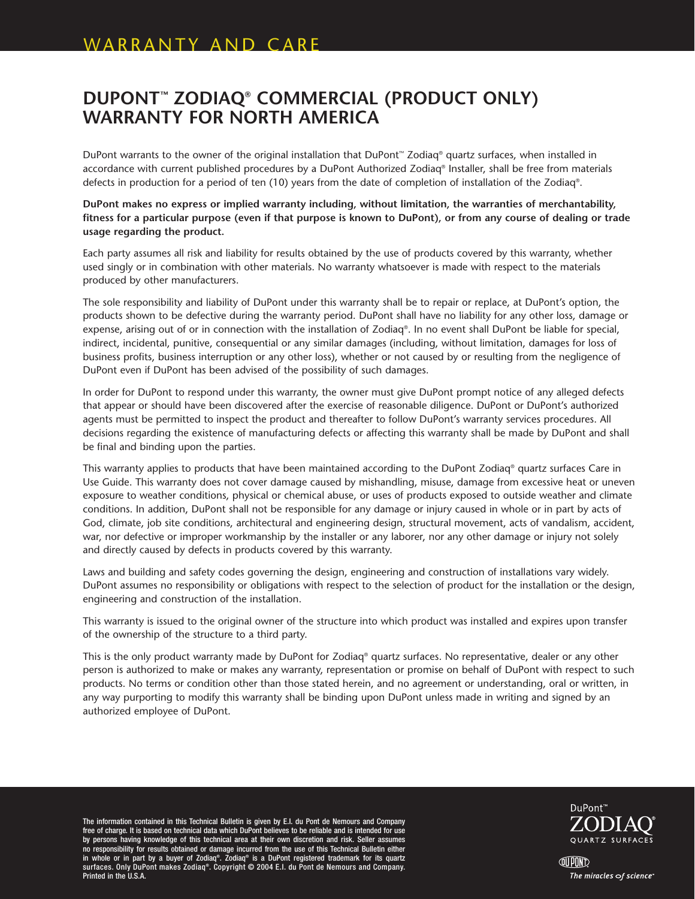# WARRANTY AND CARE

## DUPONT™ ZODIAQ® COMMERCIAL (PRODUCT ONLY) WARRANTY FOR NORTH AMERICA

DuPont warrants to the owner of the original installation that DuPont™ Zodiaq® quartz surfaces, when installed in accordance with current published procedures by a DuPont Authorized Zodiaq® Installer, shall be free from materials defects in production for a period of ten (10) years from the date of completion of installation of the Zodiaq®.

**DuPont makes no express or implied warranty including, without limitation, the warranties of merchantability, fitness for a particular purpose (even if that purpose is known to DuPont), or from any course of dealing or trade usage regarding the product.**

Each party assumes all risk and liability for results obtained by the use of products covered by this warranty, whether used singly or in combination with other materials. No warranty whatsoever is made with respect to the materials produced by other manufacturers.

The sole responsibility and liability of DuPont under this warranty shall be to repair or replace, at DuPont's option, the products shown to be defective during the warranty period. DuPont shall have no liability for any other loss, damage or expense, arising out of or in connection with the installation of Zodiaq®. In no event shall DuPont be liable for special, indirect, incidental, punitive, consequential or any similar damages (including, without limitation, damages for loss of business profits, business interruption or any other loss), whether or not caused by or resulting from the negligence of DuPont even if DuPont has been advised of the possibility of such damages.

In order for DuPont to respond under this warranty, the owner must give DuPont prompt notice of any alleged defects that appear or should have been discovered after the exercise of reasonable diligence. DuPont or DuPont's authorized agents must be permitted to inspect the product and thereafter to follow DuPont's warranty services procedures. All decisions regarding the existence of manufacturing defects or affecting this warranty shall be made by DuPont and shall be final and binding upon the parties.

This warranty applies to products that have been maintained according to the DuPont Zodiaq® quartz surfaces Care in Use Guide. This warranty does not cover damage caused by mishandling, misuse, damage from excessive heat or uneven exposure to weather conditions, physical or chemical abuse, or uses of products exposed to outside weather and climate conditions. In addition, DuPont shall not be responsible for any damage or injury caused in whole or in part by acts of God, climate, job site conditions, architectural and engineering design, structural movement, acts of vandalism, accident, war, nor defective or improper workmanship by the installer or any laborer, nor any other damage or injury not solely and directly caused by defects in products covered by this warranty.

Laws and building and safety codes governing the design, engineering and construction of installations vary widely. DuPont assumes no responsibility or obligations with respect to the selection of product for the installation or the design, engineering and construction of the installation.

This warranty is issued to the original owner of the structure into which product was installed and expires upon transfer of the ownership of the structure to a third party.

This is the only product warranty made by DuPont for Zodiaq® quartz surfaces. No representative, dealer or any other person is authorized to make or makes any warranty, representation or promise on behalf of DuPont with respect to such products. No terms or condition other than those stated herein, and no agreement or understanding, oral or written, in any way purporting to modify this warranty shall be binding upon DuPont unless made in writing and signed by an authorized employee of DuPont.

The information contained in this Technical Bulletin is given by E.I. du Pont de Nemours and Company free of charge. It is based on technical data which DuPont believes to be reliable and is intended for use by persons having knowledge of this technical area at their own discretion and risk. Seller assumes no responsibility for results obtained or damage incurred from the use of this Technical Bulletin either in whole or in part by a buyer of Zodiaq®. Zodiaq® is a DuPont registered trademark for its quartz surfaces. Only DuPont makes Zodiaq®. Copyright © 2004 E.I. du Pont de Nemours and Company. Printed in the U.S.A.

DuPont™ ZODIAQ® QUARTZ SURFACES

The miracles of science™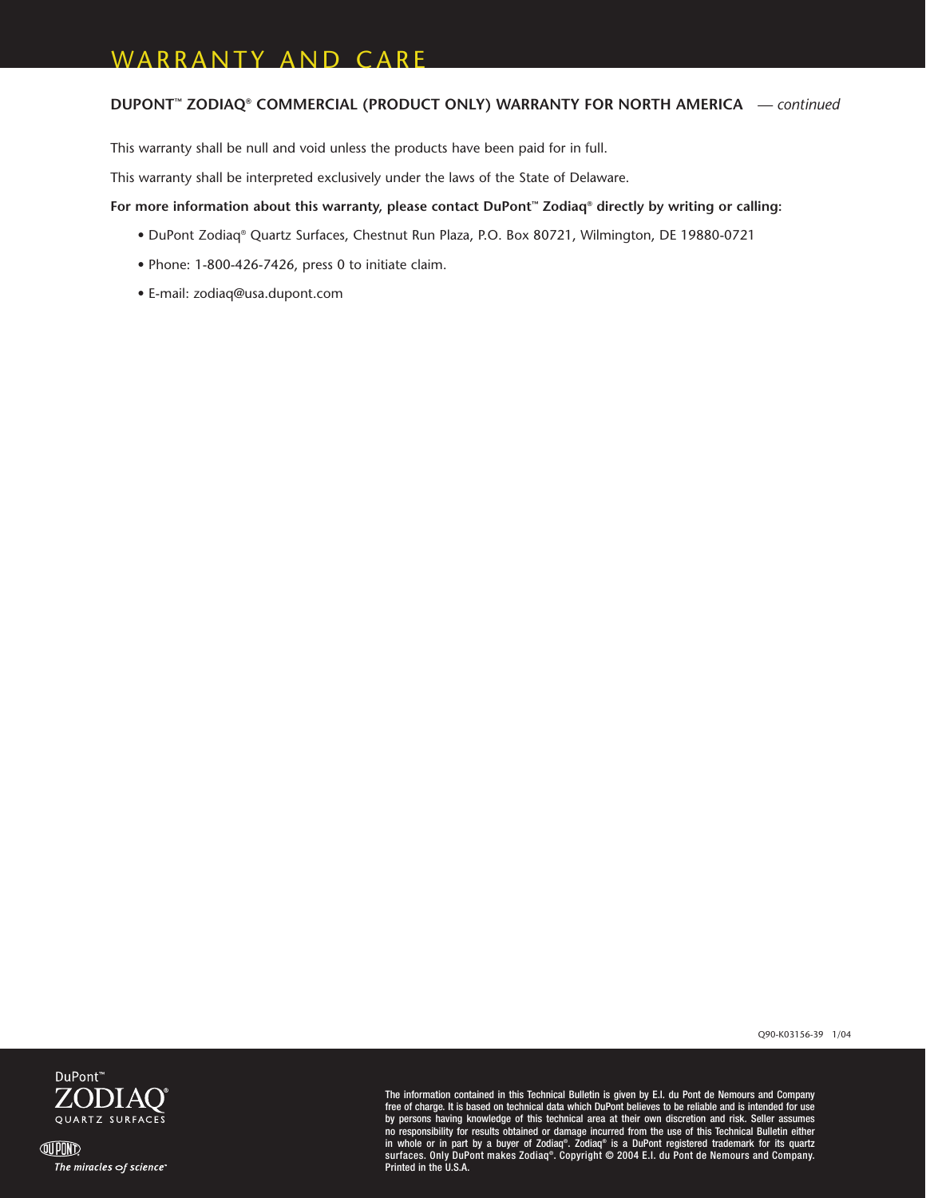# WARRANTY AND CARE

## DUPONT™ ZODIAQ® COMMERCIAL (PRODUCT ONLY) WARRANTY FOR NORTH AMERICA — *continued*

This warranty shall be null and void unless the products have been paid for in full.

This warranty shall be interpreted exclusively under the laws of the State of Delaware.

**For more information about this warranty, please contact DuPont™ Zodiaq® directly by writing or calling:**

- DuPont Zodiaq® Quartz Surfaces, Chestnut Run Plaza, P.O. Box 80721, Wilmington, DE 19880-0721
- Phone: 1-800-426-7426, press 0 to initiate claim.
- E-mail: zodiaq@usa.dupont.com

Q90-K03156-39 1/04

DuPont™ ZODIAQ® QUARTZ SURFACES

DUPONT The miracles of science™

The information contained in this Technical Bulletin is given by E.I. du Pont de Nemours and Company free of charge. It is based on technical data which DuPont believes to be reliable and is intended for use by persons having knowledge of this technical area at their own discretion and risk. Seller assumes no responsibility for results obtained or damage incurred from the use of this Technical Bulletin either in whole or in part by a buyer of Zodiaq®. Zodiaq® is a DuPont registered trademark for its quartz surfaces. Only DuPont makes Zodiaq®. Copyright © 2004 E.I. du Pont de Nemours and Company. Printed in the U.S.A.